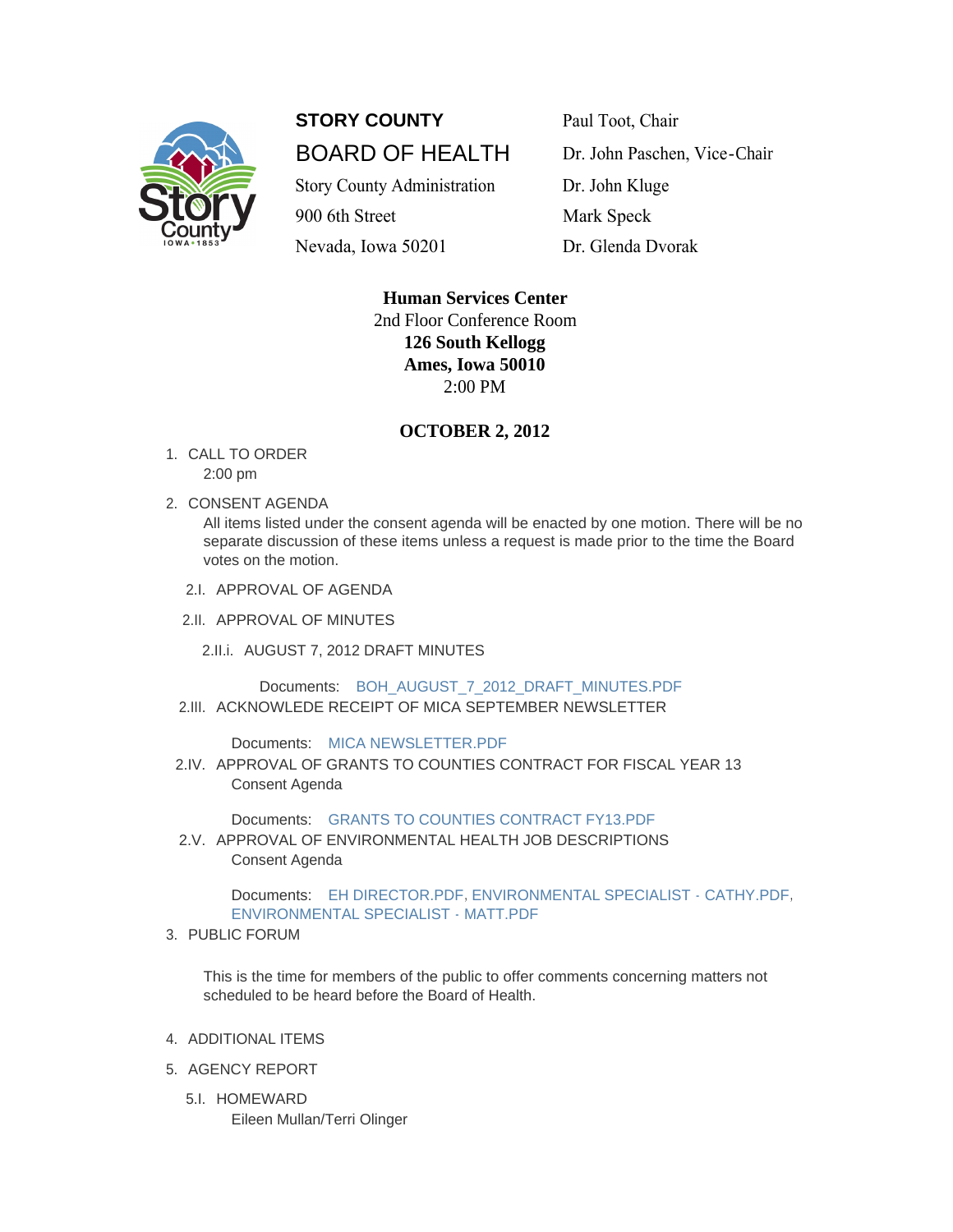**STORY COUNTY**

# BOARD OF HEALTH

Story County Administration
900 6th Street
Nevada, Iowa 50201

Paul Toot, Chair
Dr. John Paschen, Vice-Chair
Dr. John Kluge
Mark Speck
Dr. Glenda Dvorak

**Human Services Center**
2nd Floor Conference Room
**126 South Kellogg**
**Ames, Iowa 50010**
2:00 PM

## OCTOBER 2, 2012

1. CALL TO ORDER
   2:00 pm

2. CONSENT AGENDA
   All items listed under the consent agenda will be enacted by one motion. There will be no separate discussion of these items unless a request is made prior to the time the Board votes on the motion.

   2.I. APPROVAL OF AGENDA

   2.II. APPROVAL OF MINUTES

   2.II.i. AUGUST 7, 2012 DRAFT MINUTES

   Documents: BOH_AUGUST_7_2012_DRAFT_MINUTES.PDF

   2.III. ACKNOWLEDE RECEIPT OF MICA SEPTEMBER NEWSLETTER

   Documents: MICA NEWSLETTER.PDF

   2.IV. APPROVAL OF GRANTS TO COUNTIES CONTRACT FOR FISCAL YEAR 13
   Consent Agenda

   Documents: GRANTS TO COUNTIES CONTRACT FY13.PDF

   2.V. APPROVAL OF ENVIRONMENTAL HEALTH JOB DESCRIPTIONS
   Consent Agenda

   Documents: EH DIRECTOR.PDF, ENVIRONMENTAL SPECIALIST - CATHY.PDF, ENVIRONMENTAL SPECIALIST - MATT.PDF

3. PUBLIC FORUM

   This is the time for members of the public to offer comments concerning matters not scheduled to be heard before the Board of Health.

4. ADDITIONAL ITEMS

5. AGENCY REPORT

   5.I. HOMEWARD
   Eileen Mullan/Terri Olinger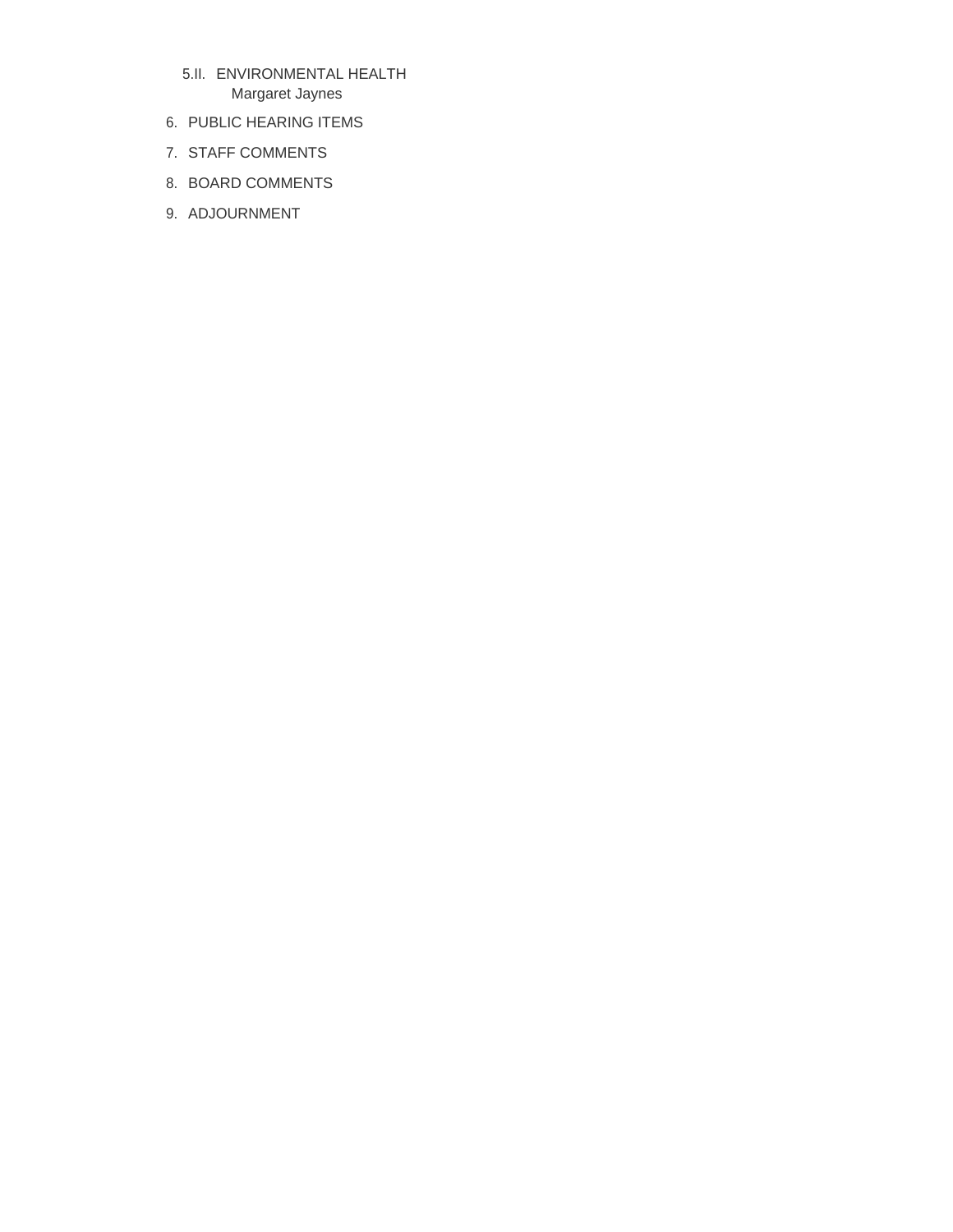5.II. ENVIRONMENTAL HEALTH
Margaret Jaynes

6. PUBLIC HEARING ITEMS
7. STAFF COMMENTS
8. BOARD COMMENTS
9. ADJOURNMENT